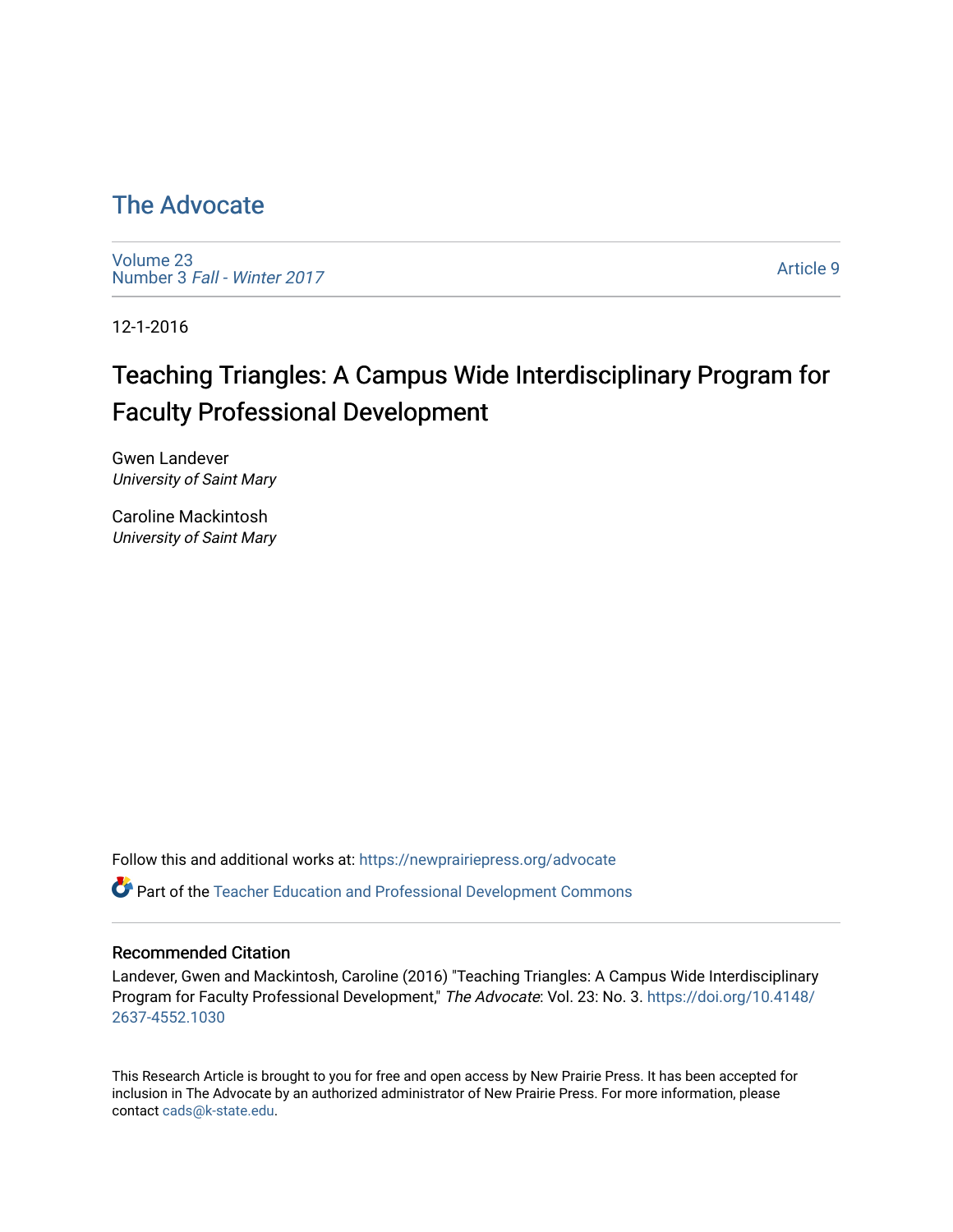# The Advocate

Volume 23
Number 3 *Fall - Winter 2017*

Article 9

12-1-2016

## Teaching Triangles: A Campus Wide Interdisciplinary Program for Faculty Professional Development

Gwen Landever
*University of Saint Mary*

Caroline Mackintosh
*University of Saint Mary*

Follow this and additional works at: https://newprairiepress.org/advocate

Part of the Teacher Education and Professional Development Commons

### Recommended Citation

Landever, Gwen and Mackintosh, Caroline (2016) "Teaching Triangles: A Campus Wide Interdisciplinary Program for Faculty Professional Development," *The Advocate*: Vol. 23: No. 3. https://doi.org/10.4148/2637-4552.1030

This Research Article is brought to you for free and open access by New Prairie Press. It has been accepted for inclusion in The Advocate by an authorized administrator of New Prairie Press. For more information, please contact cads@k-state.edu.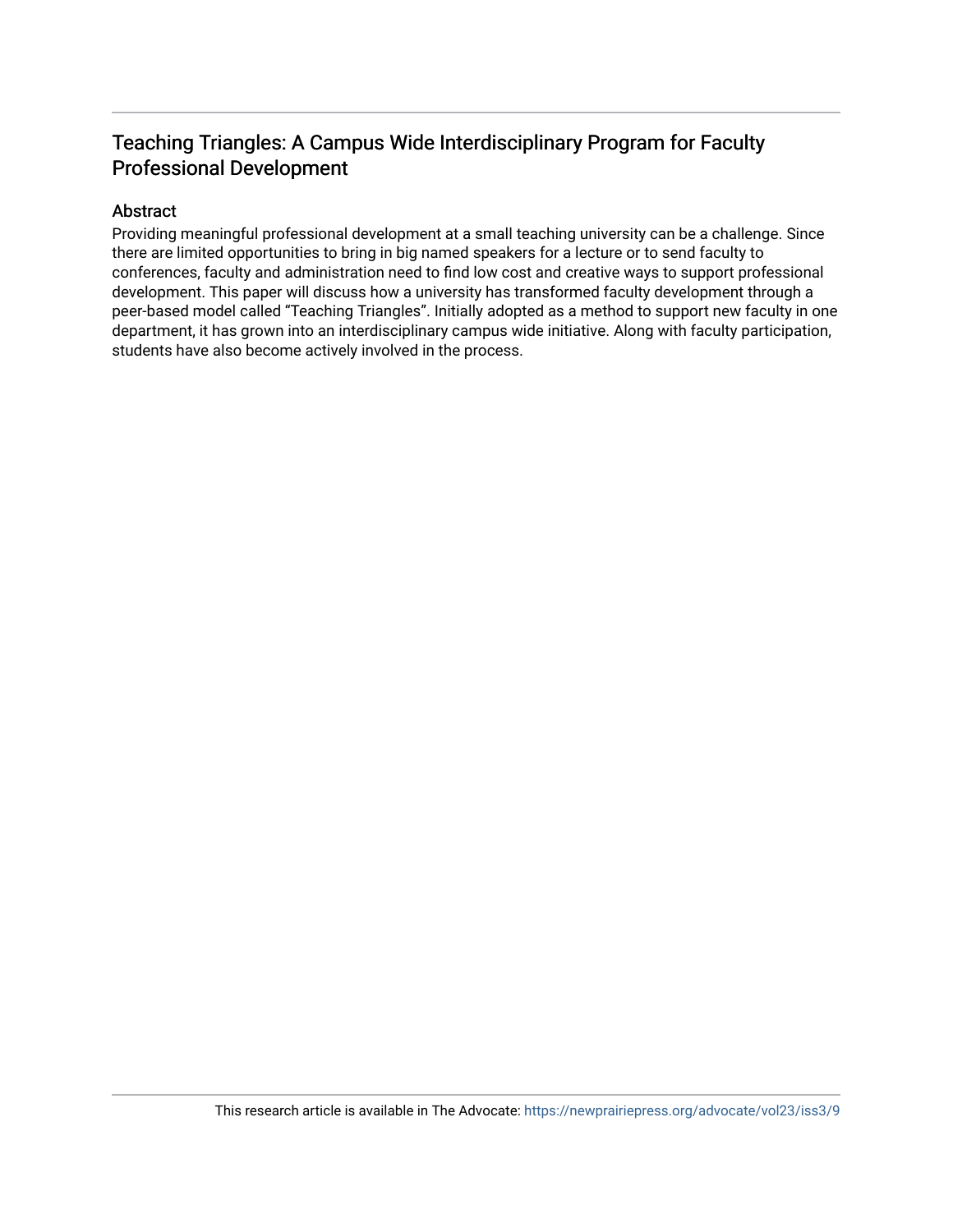# Teaching Triangles: A Campus Wide Interdisciplinary Program for Faculty Professional Development

## Abstract

Providing meaningful professional development at a small teaching university can be a challenge. Since there are limited opportunities to bring in big named speakers for a lecture or to send faculty to conferences, faculty and administration need to find low cost and creative ways to support professional development. This paper will discuss how a university has transformed faculty development through a peer-based model called "Teaching Triangles". Initially adopted as a method to support new faculty in one department, it has grown into an interdisciplinary campus wide initiative. Along with faculty participation, students have also become actively involved in the process.

This research article is available in The Advocate: https://newprairiepress.org/advocate/vol23/iss3/9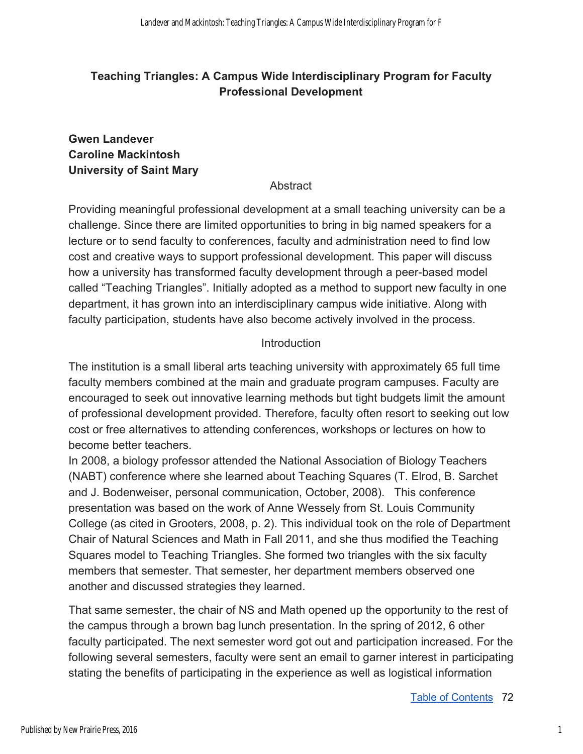# Teaching Triangles: A Campus Wide Interdisciplinary Program for Faculty Professional Development

**Gwen Landever**
**Caroline Mackintosh**
**University of Saint Mary**

## Abstract

Providing meaningful professional development at a small teaching university can be a challenge. Since there are limited opportunities to bring in big named speakers for a lecture or to send faculty to conferences, faculty and administration need to find low cost and creative ways to support professional development. This paper will discuss how a university has transformed faculty development through a peer-based model called "Teaching Triangles". Initially adopted as a method to support new faculty in one department, it has grown into an interdisciplinary campus wide initiative. Along with faculty participation, students have also become actively involved in the process.

## Introduction

The institution is a small liberal arts teaching university with approximately 65 full time faculty members combined at the main and graduate program campuses. Faculty are encouraged to seek out innovative learning methods but tight budgets limit the amount of professional development provided. Therefore, faculty often resort to seeking out low cost or free alternatives to attending conferences, workshops or lectures on how to become better teachers.

In 2008, a biology professor attended the National Association of Biology Teachers (NABT) conference where she learned about Teaching Squares (T. Elrod, B. Sarchet and J. Bodenweiser, personal communication, October, 2008). This conference presentation was based on the work of Anne Wessely from St. Louis Community College (as cited in Grooters, 2008, p. 2). This individual took on the role of Department Chair of Natural Sciences and Math in Fall 2011, and she thus modified the Teaching Squares model to Teaching Triangles. She formed two triangles with the six faculty members that semester. That semester, her department members observed one another and discussed strategies they learned.

That same semester, the chair of NS and Math opened up the opportunity to the rest of the campus through a brown bag lunch presentation. In the spring of 2012, 6 other faculty participated. The next semester word got out and participation increased. For the following several semesters, faculty were sent an email to garner interest in participating stating the benefits of participating in the experience as well as logistical information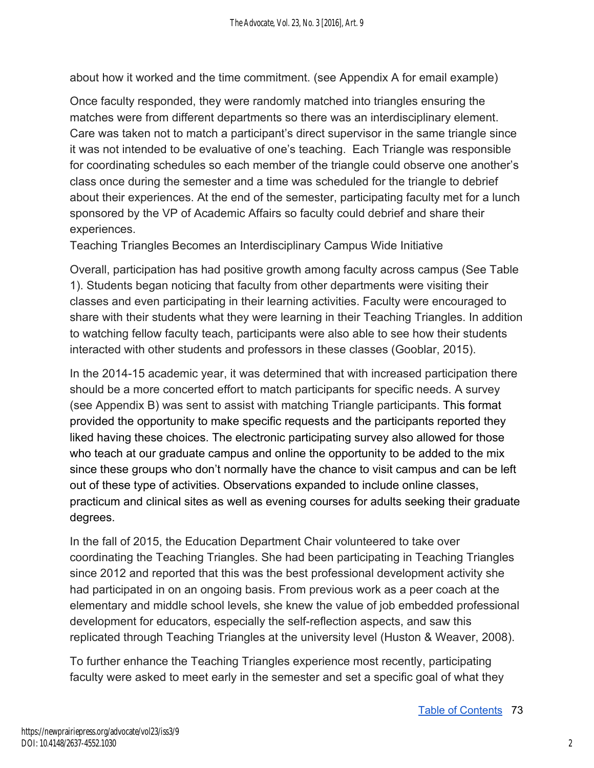about how it worked and the time commitment. (see Appendix A for email example)

Once faculty responded, they were randomly matched into triangles ensuring the matches were from different departments so there was an interdisciplinary element. Care was taken not to match a participant's direct supervisor in the same triangle since it was not intended to be evaluative of one's teaching. Each Triangle was responsible for coordinating schedules so each member of the triangle could observe one another's class once during the semester and a time was scheduled for the triangle to debrief about their experiences. At the end of the semester, participating faculty met for a lunch sponsored by the VP of Academic Affairs so faculty could debrief and share their experiences.

## Teaching Triangles Becomes an Interdisciplinary Campus Wide Initiative

Overall, participation has had positive growth among faculty across campus (See Table 1). Students began noticing that faculty from other departments were visiting their classes and even participating in their learning activities. Faculty were encouraged to share with their students what they were learning in their Teaching Triangles. In addition to watching fellow faculty teach, participants were also able to see how their students interacted with other students and professors in these classes (Gooblar, 2015).

In the 2014-15 academic year, it was determined that with increased participation there should be a more concerted effort to match participants for specific needs. A survey (see Appendix B) was sent to assist with matching Triangle participants. This format provided the opportunity to make specific requests and the participants reported they liked having these choices. The electronic participating survey also allowed for those who teach at our graduate campus and online the opportunity to be added to the mix since these groups who don't normally have the chance to visit campus and can be left out of these type of activities. Observations expanded to include online classes, practicum and clinical sites as well as evening courses for adults seeking their graduate degrees.

In the fall of 2015, the Education Department Chair volunteered to take over coordinating the Teaching Triangles. She had been participating in Teaching Triangles since 2012 and reported that this was the best professional development activity she had participated in on an ongoing basis. From previous work as a peer coach at the elementary and middle school levels, she knew the value of job embedded professional development for educators, especially the self-reflection aspects, and saw this replicated through Teaching Triangles at the university level (Huston & Weaver, 2008).

To further enhance the Teaching Triangles experience most recently, participating faculty were asked to meet early in the semester and set a specific goal of what they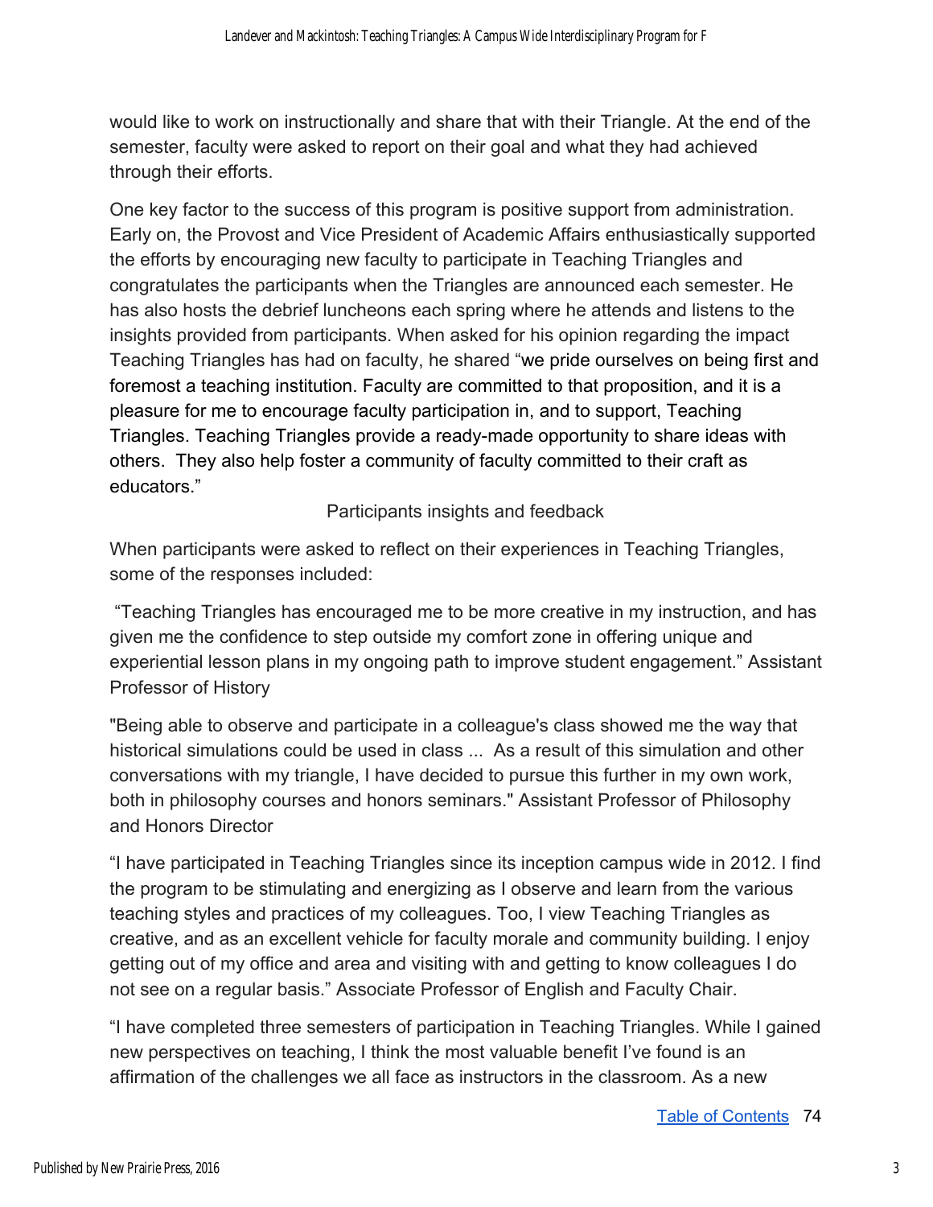would like to work on instructionally and share that with their Triangle. At the end of the semester, faculty were asked to report on their goal and what they had achieved through their efforts.

One key factor to the success of this program is positive support from administration. Early on, the Provost and Vice President of Academic Affairs enthusiastically supported the efforts by encouraging new faculty to participate in Teaching Triangles and congratulates the participants when the Triangles are announced each semester. He has also hosts the debrief luncheons each spring where he attends and listens to the insights provided from participants. When asked for his opinion regarding the impact Teaching Triangles has had on faculty, he shared "we pride ourselves on being first and foremost a teaching institution. Faculty are committed to that proposition, and it is a pleasure for me to encourage faculty participation in, and to support, Teaching Triangles. Teaching Triangles provide a ready-made opportunity to share ideas with others. They also help foster a community of faculty committed to their craft as educators."

## Participants insights and feedback

When participants were asked to reflect on their experiences in Teaching Triangles, some of the responses included:

"Teaching Triangles has encouraged me to be more creative in my instruction, and has given me the confidence to step outside my comfort zone in offering unique and experiential lesson plans in my ongoing path to improve student engagement." Assistant Professor of History

"Being able to observe and participate in a colleague's class showed me the way that historical simulations could be used in class ... As a result of this simulation and other conversations with my triangle, I have decided to pursue this further in my own work, both in philosophy courses and honors seminars." Assistant Professor of Philosophy and Honors Director

"I have participated in Teaching Triangles since its inception campus wide in 2012. I find the program to be stimulating and energizing as I observe and learn from the various teaching styles and practices of my colleagues. Too, I view Teaching Triangles as creative, and as an excellent vehicle for faculty morale and community building. I enjoy getting out of my office and area and visiting with and getting to know colleagues I do not see on a regular basis." Associate Professor of English and Faculty Chair.

"I have completed three semesters of participation in Teaching Triangles. While I gained new perspectives on teaching, I think the most valuable benefit I've found is an affirmation of the challenges we all face as instructors in the classroom. As a new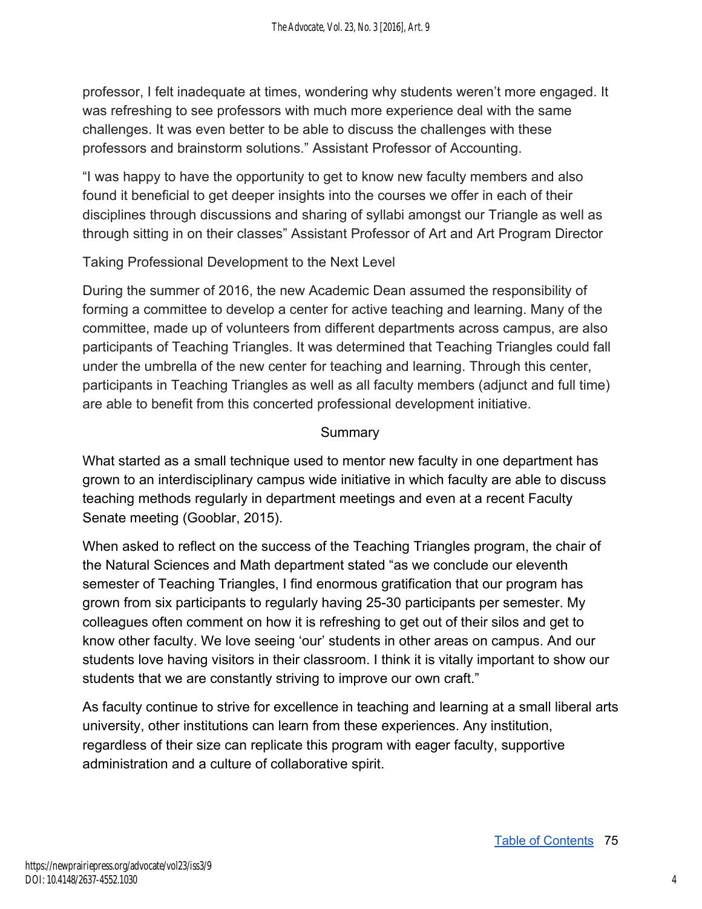professor, I felt inadequate at times, wondering why students weren't more engaged. It was refreshing to see professors with much more experience deal with the same challenges. It was even better to be able to discuss the challenges with these professors and brainstorm solutions." Assistant Professor of Accounting.

"I was happy to have the opportunity to get to know new faculty members and also found it beneficial to get deeper insights into the courses we offer in each of their disciplines through discussions and sharing of syllabi amongst our Triangle as well as through sitting in on their classes" Assistant Professor of Art and Art Program Director

### Taking Professional Development to the Next Level

During the summer of 2016, the new Academic Dean assumed the responsibility of forming a committee to develop a center for active teaching and learning. Many of the committee, made up of volunteers from different departments across campus, are also participants of Teaching Triangles. It was determined that Teaching Triangles could fall under the umbrella of the new center for teaching and learning. Through this center, participants in Teaching Triangles as well as all faculty members (adjunct and full time) are able to benefit from this concerted professional development initiative.

## Summary

What started as a small technique used to mentor new faculty in one department has grown to an interdisciplinary campus wide initiative in which faculty are able to discuss teaching methods regularly in department meetings and even at a recent Faculty Senate meeting (Gooblar, 2015).

When asked to reflect on the success of the Teaching Triangles program, the chair of the Natural Sciences and Math department stated "as we conclude our eleventh semester of Teaching Triangles, I find enormous gratification that our program has grown from six participants to regularly having 25-30 participants per semester. My colleagues often comment on how it is refreshing to get out of their silos and get to know other faculty. We love seeing 'our' students in other areas on campus. And our students love having visitors in their classroom. I think it is vitally important to show our students that we are constantly striving to improve our own craft."

As faculty continue to strive for excellence in teaching and learning at a small liberal arts university, other institutions can learn from these experiences. Any institution, regardless of their size can replicate this program with eager faculty, supportive administration and a culture of collaborative spirit.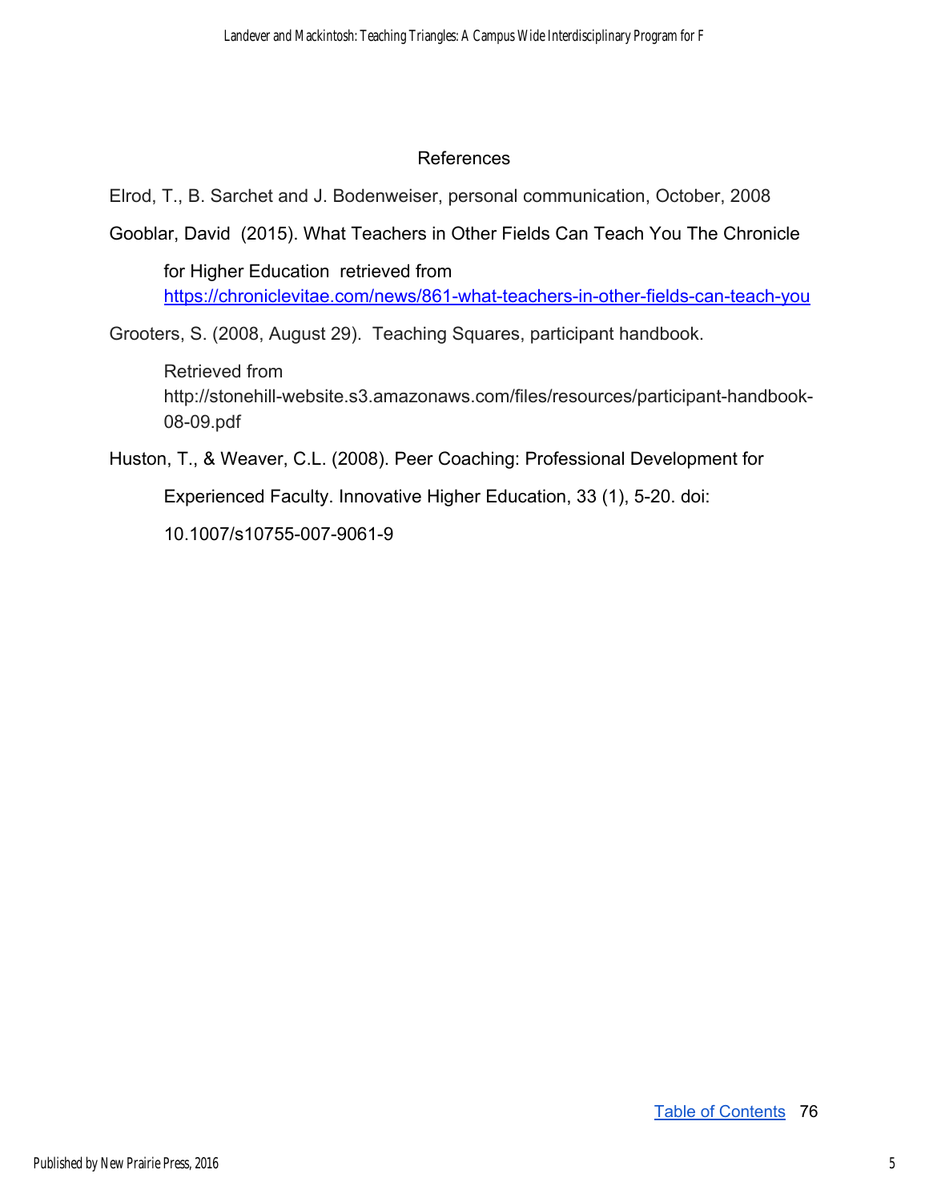## References

Elrod, T., B. Sarchet and J. Bodenweiser, personal communication, October, 2008

Gooblar, David (2015). What Teachers in Other Fields Can Teach You The Chronicle for Higher Education retrieved from https://chroniclevitae.com/news/861-what-teachers-in-other-fields-can-teach-you

Grooters, S. (2008, August 29). Teaching Squares, participant handbook. Retrieved from http://stonehill-website.s3.amazonaws.com/files/resources/participant-handbook-08-09.pdf

Huston, T., & Weaver, C.L. (2008). Peer Coaching: Professional Development for Experienced Faculty. Innovative Higher Education, 33 (1), 5-20. doi: 10.1007/s10755-007-9061-9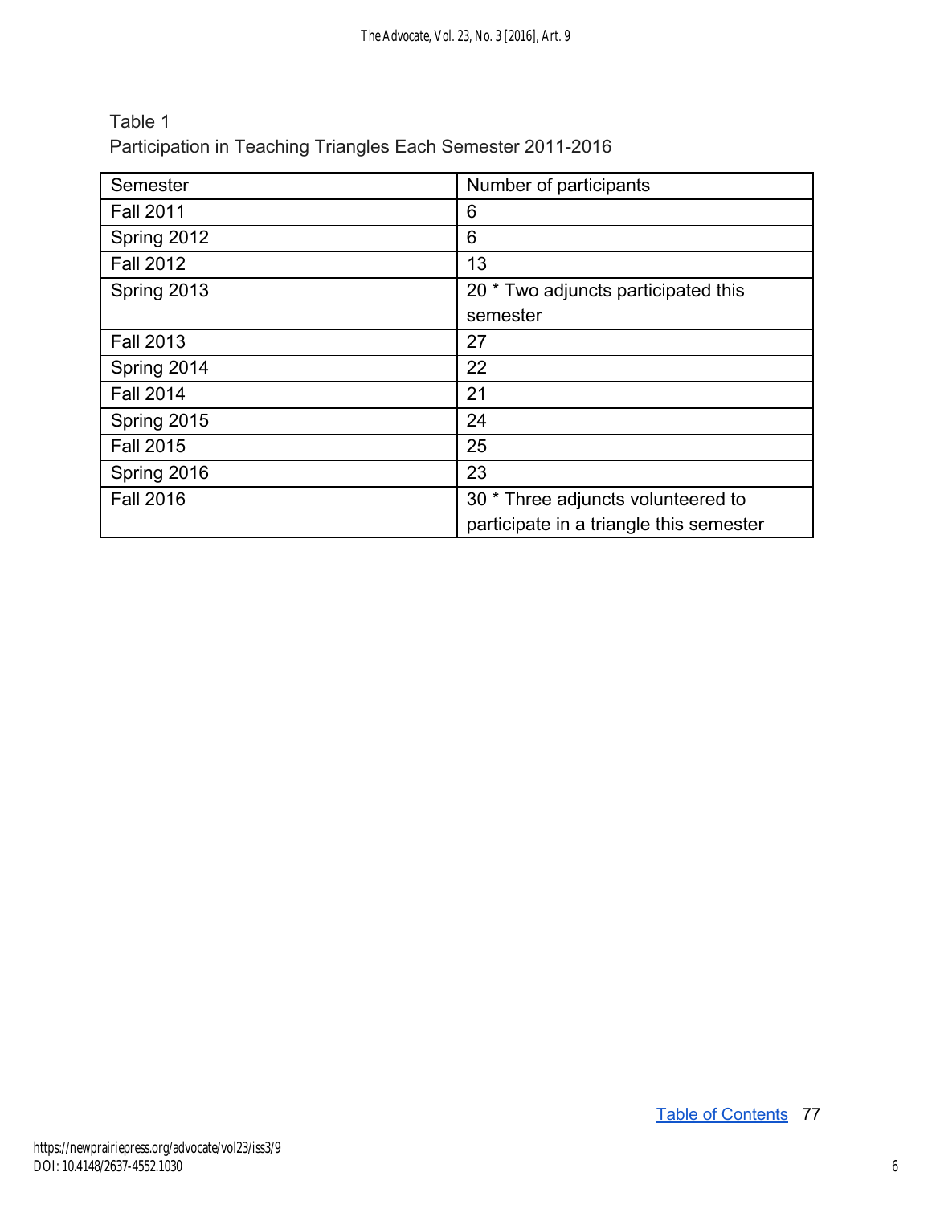Table 1
Participation in Teaching Triangles Each Semester 2011-2016

| Semester | Number of participants |
| --- | --- |
| Fall 2011 | 6 |
| Spring 2012 | 6 |
| Fall 2012 | 13 |
| Spring 2013 | 20 * Two adjuncts participated this semester |
| Fall 2013 | 27 |
| Spring 2014 | 22 |
| Fall 2014 | 21 |
| Spring 2015 | 24 |
| Fall 2015 | 25 |
| Spring 2016 | 23 |
| Fall 2016 | 30 * Three adjuncts volunteered to participate in a triangle this semester |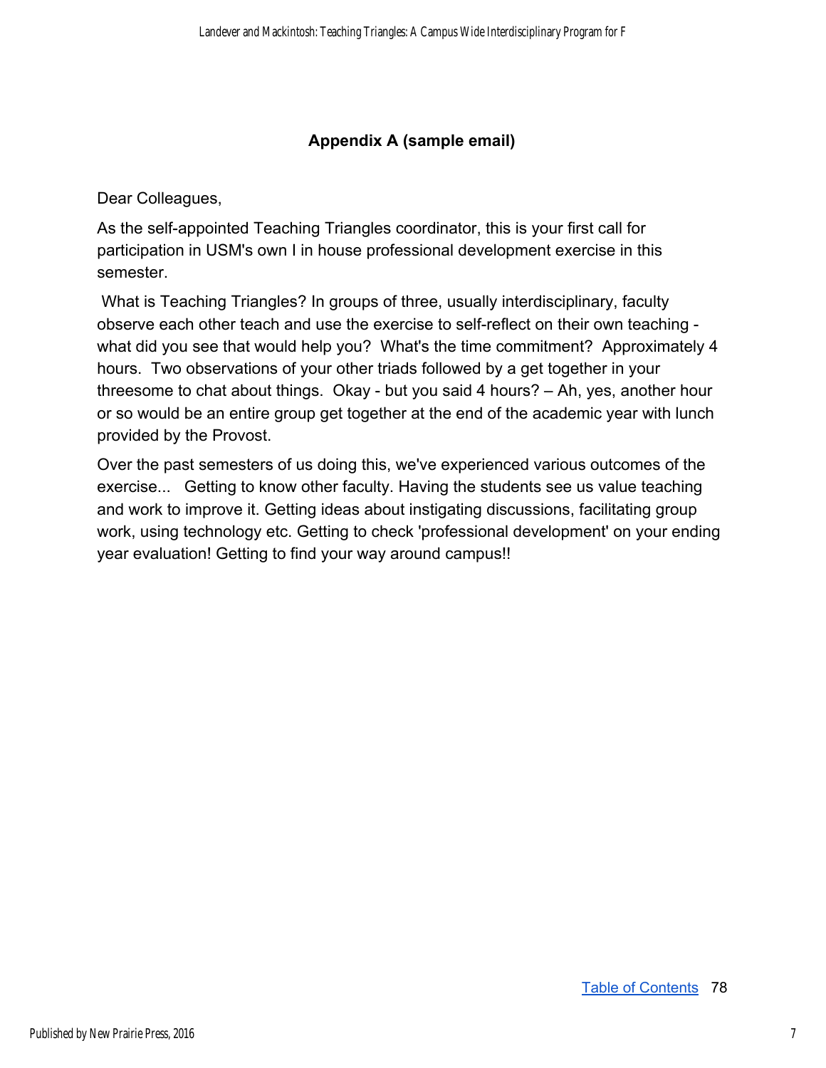## Appendix A (sample email)

Dear Colleagues,

As the self-appointed Teaching Triangles coordinator, this is your first call for participation in USM's own I in house professional development exercise in this semester.

What is Teaching Triangles? In groups of three, usually interdisciplinary, faculty observe each other teach and use the exercise to self-reflect on their own teaching - what did you see that would help you? What's the time commitment? Approximately 4 hours. Two observations of your other triads followed by a get together in your threesome to chat about things. Okay - but you said 4 hours? – Ah, yes, another hour or so would be an entire group get together at the end of the academic year with lunch provided by the Provost.

Over the past semesters of us doing this, we've experienced various outcomes of the exercise... Getting to know other faculty. Having the students see us value teaching and work to improve it. Getting ideas about instigating discussions, facilitating group work, using technology etc. Getting to check 'professional development' on your ending year evaluation! Getting to find your way around campus!!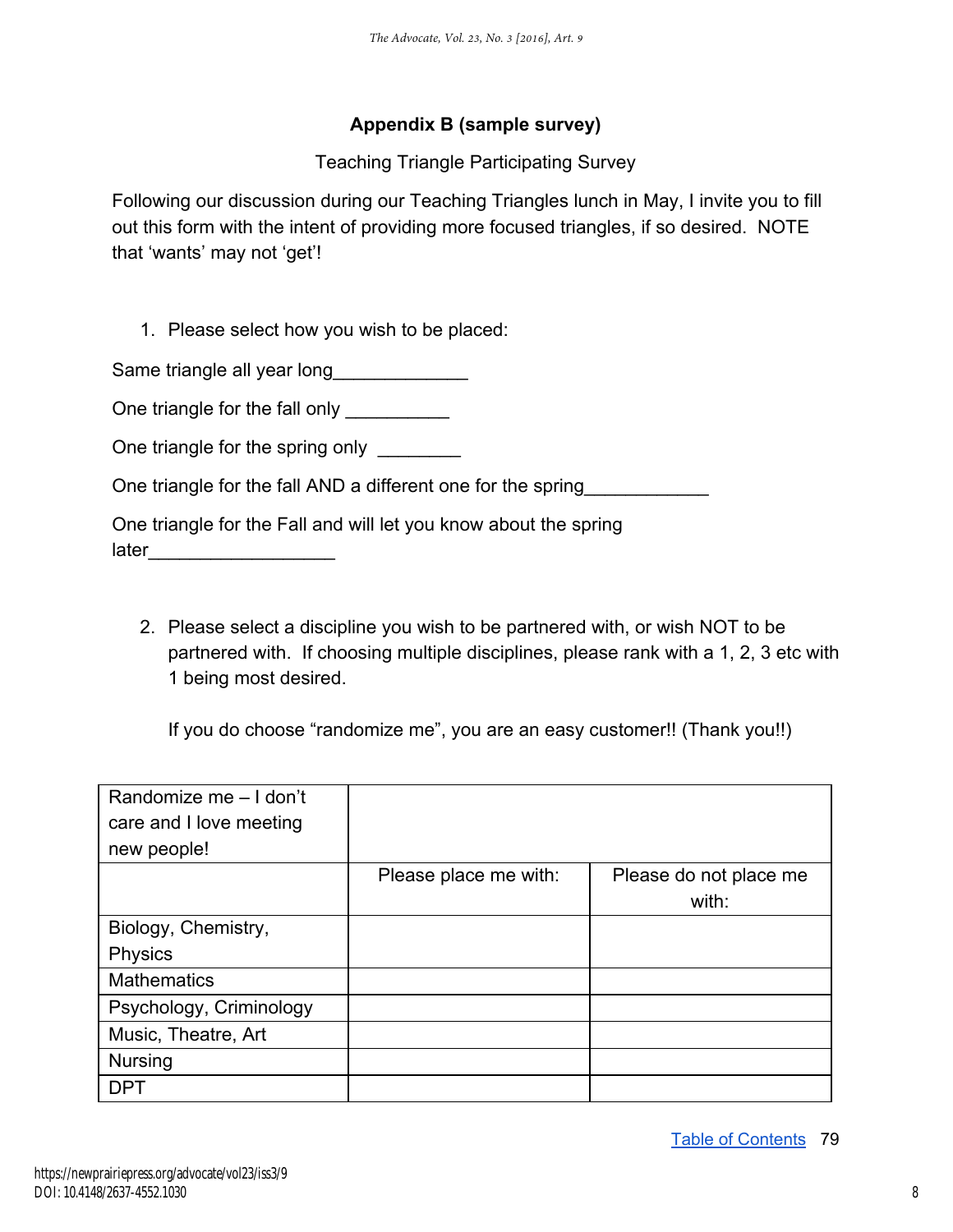## Appendix B (sample survey)

Teaching Triangle Participating Survey

Following our discussion during our Teaching Triangles lunch in May, I invite you to fill out this form with the intent of providing more focused triangles, if so desired. NOTE that 'wants' may not 'get'!

1. Please select how you wish to be placed:

Same triangle all year long_____________

One triangle for the fall only __________

One triangle for the spring only ________

One triangle for the fall AND a different one for the spring____________

One triangle for the Fall and will let you know about the spring later__________________

2. Please select a discipline you wish to be partnered with, or wish NOT to be partnered with. If choosing multiple disciplines, please rank with a 1, 2, 3 etc with 1 being most desired.

   If you do choose "randomize me", you are an easy customer!! (Thank you!!)

| Randomize me – I don't care and I love meeting new people! | | |
|---|---|---|
| | Please place me with: | Please do not place me with: |
| Biology, Chemistry, Physics | | |
| Mathematics | | |
| Psychology, Criminology | | |
| Music, Theatre, Art | | |
| Nursing | | |
| DPT | | |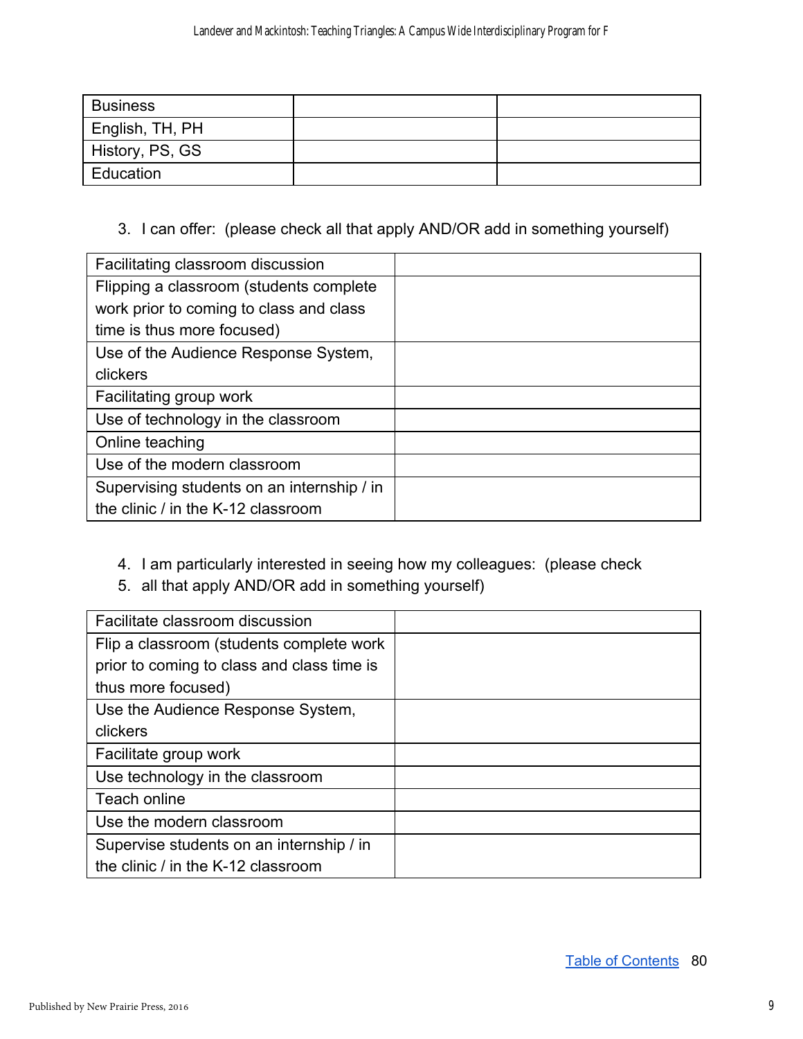| | | |
|---|---|---|
| Business | | |
| English, TH, PH | | |
| History, PS, GS | | |
| Education | | |

3. I can offer: (please check all that apply AND/OR add in something yourself)

| | |
|---|---|
| Facilitating classroom discussion | |
| Flipping a classroom (students complete work prior to coming to class and class time is thus more focused) | |
| Use of the Audience Response System, clickers | |
| Facilitating group work | |
| Use of technology in the classroom | |
| Online teaching | |
| Use of the modern classroom | |
| Supervising students on an internship / in the clinic / in the K-12 classroom | |

4. I am particularly interested in seeing how my colleagues: (please check
5. all that apply AND/OR add in something yourself)

| | |
|---|---|
| Facilitate classroom discussion | |
| Flip a classroom (students complete work prior to coming to class and class time is thus more focused) | |
| Use the Audience Response System, clickers | |
| Facilitate group work | |
| Use technology in the classroom | |
| Teach online | |
| Use the modern classroom | |
| Supervise students on an internship / in the clinic / in the K-12 classroom | |

Table of Contents